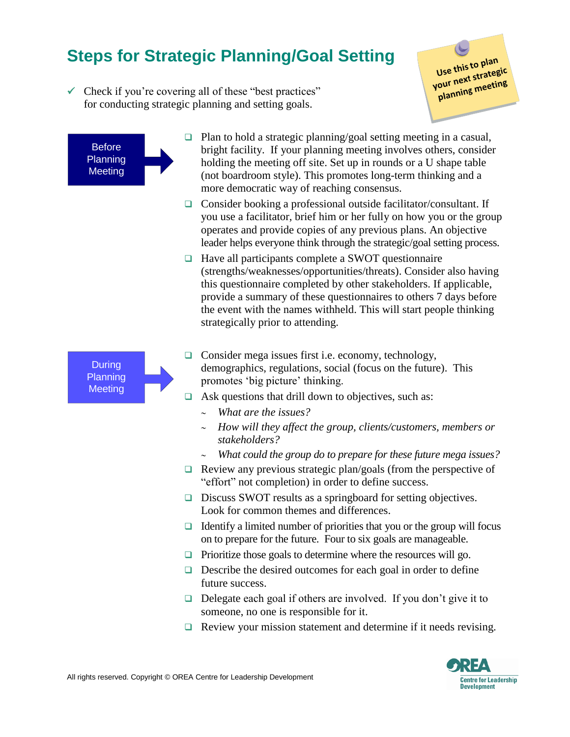# Steps for Strategic Planning/Goal Setting

Use this to plan your next strategic planning meeting

✓ Check if you're covering all of these "best practices" for conducting strategic planning and setting goals.

## Before Planning Meeting

- ❑ Plan to hold a strategic planning/goal setting meeting in a casual, bright facility. If your planning meeting involves others, consider holding the meeting off site. Set up in rounds or a U shape table (not boardroom style). This promotes long-term thinking and a more democratic way of reaching consensus.
- ❑ Consider booking a professional outside facilitator/consultant. If you use a facilitator, brief him or her fully on how you or the group operates and provide copies of any previous plans. An objective leader helps everyone think through the strategic/goal setting process.
- ❑ Have all participants complete a SWOT questionnaire (strengths/weaknesses/opportunities/threats). Consider also having this questionnaire completed by other stakeholders. If applicable, provide a summary of these questionnaires to others 7 days before the event with the names withheld. This will start people thinking strategically prior to attending.

## During Planning Meeting

- ❑ Consider mega issues first i.e. economy, technology, demographics, regulations, social (focus on the future). This promotes 'big picture' thinking.
- ❑ Ask questions that drill down to objectives, such as:
  - ~ *What are the issues?*
  - ~ *How will they affect the group, clients/customers, members or stakeholders?*
  - ~ *What could the group do to prepare for these future mega issues?*
- ❑ Review any previous strategic plan/goals (from the perspective of "effort" not completion) in order to define success.
- ❑ Discuss SWOT results as a springboard for setting objectives. Look for common themes and differences.
- ❑ Identify a limited number of priorities that you or the group will focus on to prepare for the future. Four to six goals are manageable.
- ❑ Prioritize those goals to determine where the resources will go.
- ❑ Describe the desired outcomes for each goal in order to define future success.
- ❑ Delegate each goal if others are involved. If you don't give it to someone, no one is responsible for it.
- ❑ Review your mission statement and determine if it needs revising.

All rights reserved. Copyright © OREA Centre for Leadership Development

OREA Centre for Leadership Development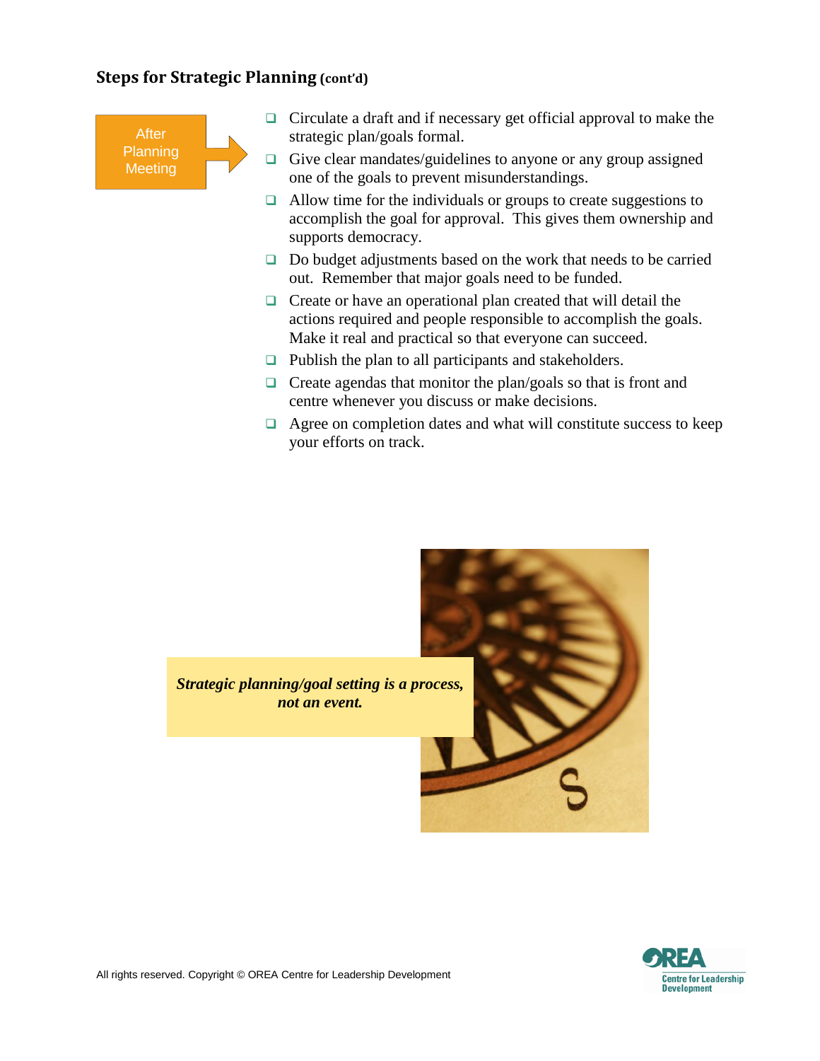## Steps for Strategic Planning (cont'd)

**After Planning Meeting**

- Circulate a draft and if necessary get official approval to make the strategic plan/goals formal.
- Give clear mandates/guidelines to anyone or any group assigned one of the goals to prevent misunderstandings.
- Allow time for the individuals or groups to create suggestions to accomplish the goal for approval. This gives them ownership and supports democracy.
- Do budget adjustments based on the work that needs to be carried out. Remember that major goals need to be funded.
- Create or have an operational plan created that will detail the actions required and people responsible to accomplish the goals. Make it real and practical so that everyone can succeed.
- Publish the plan to all participants and stakeholders.
- Create agendas that monitor the plan/goals so that is front and centre whenever you discuss or make decisions.
- Agree on completion dates and what will constitute success to keep your efforts on track.

***Strategic planning/goal setting is a process, not an event.***

All rights reserved. Copyright © OREA Centre for Leadership Development